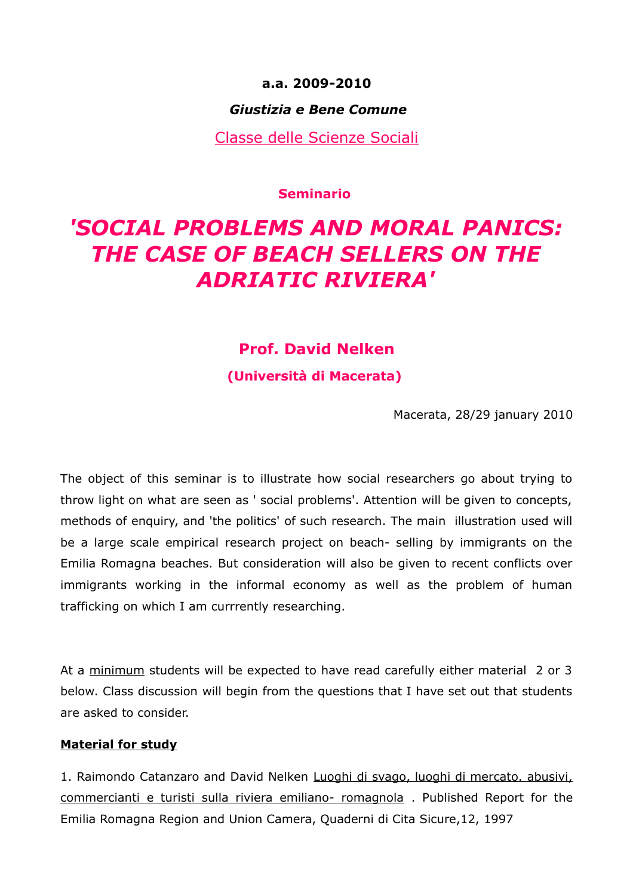**a.a. 2009-2010**

***Giustizia e Bene Comune***

Classe delle Scienze Sociali

**Seminario**

# *'SOCIAL PROBLEMS AND MORAL PANICS: THE CASE OF BEACH SELLERS ON THE ADRIATIC RIVIERA'*

## Prof. David Nelken

**(Università di Macerata)**

Macerata, 28/29 january 2010

The object of this seminar is to illustrate how social researchers go about trying to throw light on what are seen as ' social problems'. Attention will be given to concepts, methods of enquiry, and 'the politics' of such research. The main illustration used will be a large scale empirical research project on beach- selling by immigrants on the Emilia Romagna beaches. But consideration will also be given to recent conflicts over immigrants working in the informal economy as well as the problem of human trafficking on which I am currrently researching.

At a minimum students will be expected to have read carefully either material 2 or 3 below. Class discussion will begin from the questions that I have set out that students are asked to consider.

**Material for study**

1. Raimondo Catanzaro and David Nelken Luoghi di svago, luoghi di mercato. abusivi, commercianti e turisti sulla riviera emiliano- romagnola . Published Report for the Emilia Romagna Region and Union Camera, Quaderni di Cita Sicure,12, 1997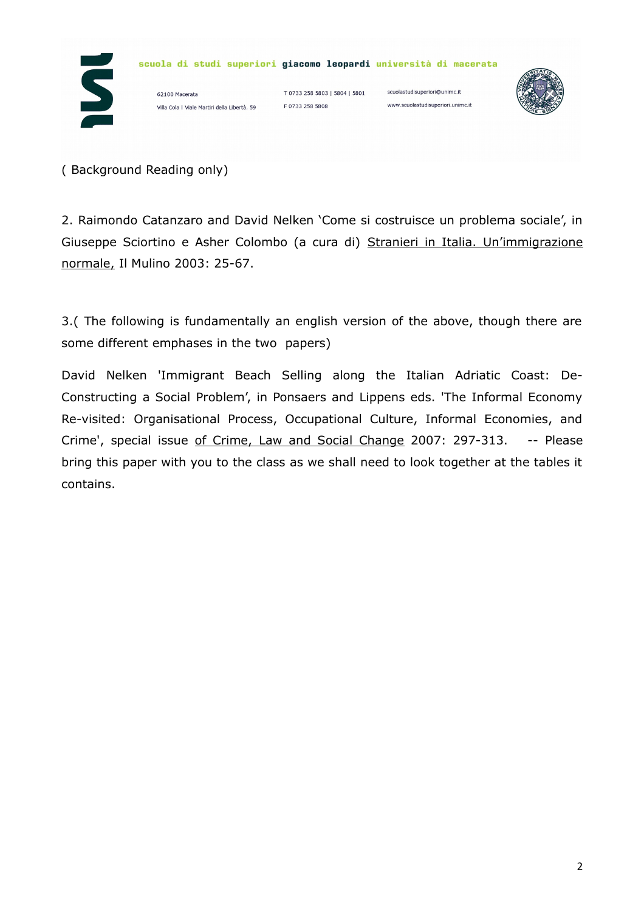( Background Reading only)

2. Raimondo Catanzaro and David Nelken 'Come si costruisce un problema sociale', in Giuseppe Sciortino e Asher Colombo (a cura di) Stranieri in Italia. Un'immigrazione normale, Il Mulino 2003: 25-67.

3.( The following is fundamentally an english version of the above, though there are some different emphases in the two papers)

David Nelken 'Immigrant Beach Selling along the Italian Adriatic Coast: De-Constructing a Social Problem', in Ponsaers and Lippens eds. 'The Informal Economy Re-visited: Organisational Process, Occupational Culture, Informal Economies, and Crime', special issue of Crime, Law and Social Change 2007: 297-313. -- Please bring this paper with you to the class as we shall need to look together at the tables it contains.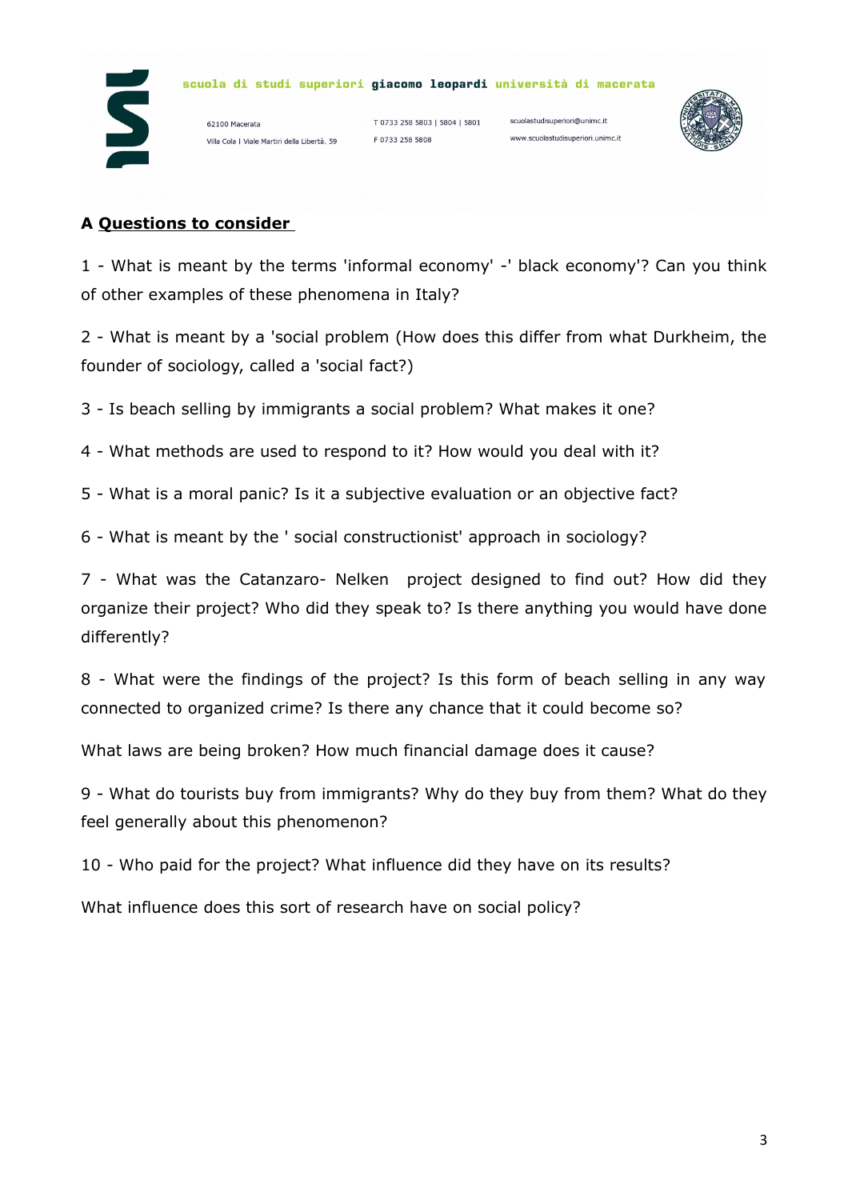## A Questions to consider

1 - What is meant by the terms 'informal economy' -' black economy'? Can you think of other examples of these phenomena in Italy?

2 - What is meant by a 'social problem (How does this differ from what Durkheim, the founder of sociology, called a 'social fact?)

3 - Is beach selling by immigrants a social problem? What makes it one?

4 - What methods are used to respond to it? How would you deal with it?

5 - What is a moral panic? Is it a subjective evaluation or an objective fact?

6 - What is meant by the ' social constructionist' approach in sociology?

7 - What was the Catanzaro- Nelken project designed to find out? How did they organize their project? Who did they speak to? Is there anything you would have done differently?

8 - What were the findings of the project? Is this form of beach selling in any way connected to organized crime? Is there any chance that it could become so?

What laws are being broken? How much financial damage does it cause?

9 - What do tourists buy from immigrants? Why do they buy from them? What do they feel generally about this phenomenon?

10 - Who paid for the project? What influence did they have on its results?

What influence does this sort of research have on social policy?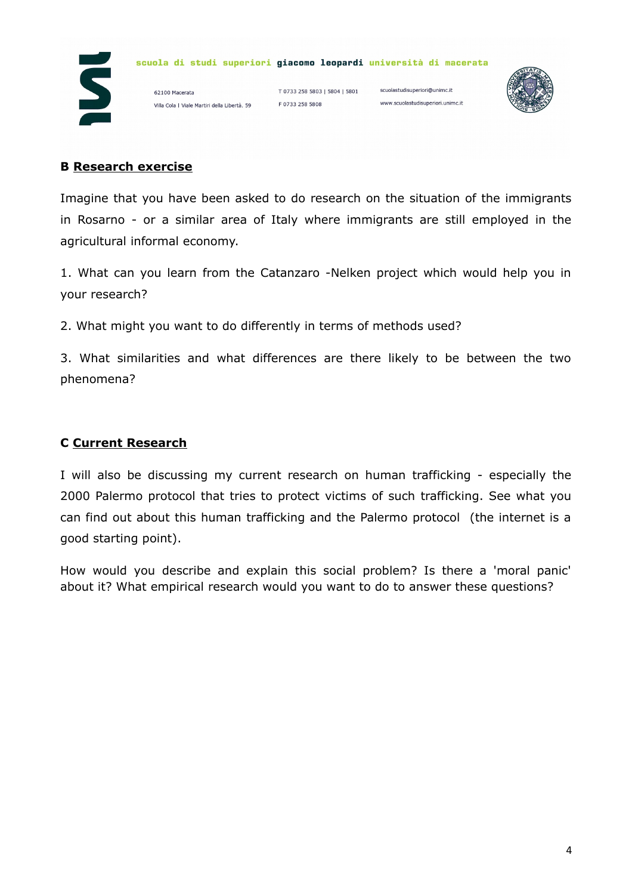**B Research exercise**

Imagine that you have been asked to do research on the situation of the immigrants in Rosarno - or a similar area of Italy where immigrants are still employed in the agricultural informal economy.

1. What can you learn from the Catanzaro -Nelken project which would help you in your research?

2. What might you want to do differently in terms of methods used?

3. What similarities and what differences are there likely to be between the two phenomena?

**C Current Research**

I will also be discussing my current research on human trafficking - especially the 2000 Palermo protocol that tries to protect victims of such trafficking. See what you can find out about this human trafficking and the Palermo protocol (the internet is a good starting point).

How would you describe and explain this social problem? Is there a 'moral panic' about it? What empirical research would you want to do to answer these questions?